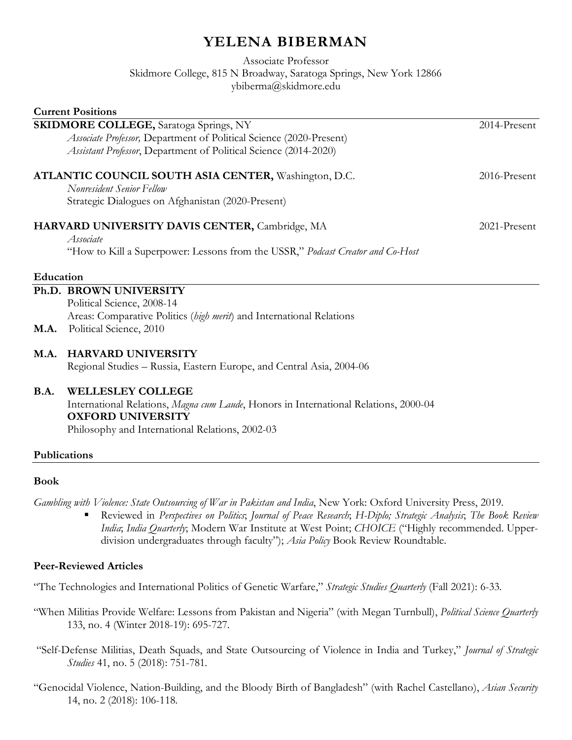# YELENA BIBERMAN

Associate Professor
Skidmore College, 815 N Broadway, Saratoga Springs, New York 12866
ybiberma@skidmore.edu

## Current Positions

**SKIDMORE COLLEGE,** Saratoga Springs, NY — 2014-Present

*Associate Professor,* Department of Political Science (2020-Present)
*Assistant Professor*, Department of Political Science (2014-2020)

**ATLANTIC COUNCIL SOUTH ASIA CENTER,** Washington, D.C. — 2016-Present

*Nonresident Senior Fellow*
Strategic Dialogues on Afghanistan (2020-Present)

**HARVARD UNIVERSITY DAVIS CENTER,** Cambridge, MA — 2021-Present

*Associate*
"How to Kill a Superpower: Lessons from the USSR," *Podcast Creator and Co-Host*

## Education

**Ph.D. BROWN UNIVERSITY**
Political Science, 2008-14
Areas: Comparative Politics (*high merit*) and International Relations

**M.A.** Political Science, 2010

**M.A. HARVARD UNIVERSITY**
Regional Studies – Russia, Eastern Europe, and Central Asia, 2004-06

**B.A. WELLESLEY COLLEGE**
International Relations, *Magna cum Laude*, Honors in International Relations, 2000-04

**OXFORD UNIVERSITY**
Philosophy and International Relations, 2002-03

## Publications

### Book

*Gambling with Violence: State Outsourcing of War in Pakistan and India*, New York: Oxford University Press, 2019.

- Reviewed in *Perspectives on Politics*; *Journal of Peace Research*; *H-Diplo; Strategic Analysis*; *The Book Review India*; *India Quarterly*; Modern War Institute at West Point; *CHOICE* ("Highly recommended. Upper-division undergraduates through faculty"); *Asia Policy* Book Review Roundtable.

### Peer-Reviewed Articles

"The Technologies and International Politics of Genetic Warfare," *Strategic Studies Quarterly* (Fall 2021): 6-33.

"When Militias Provide Welfare: Lessons from Pakistan and Nigeria" (with Megan Turnbull), *Political Science Quarterly* 133, no. 4 (Winter 2018-19): 695-727.

"Self-Defense Militias, Death Squads, and State Outsourcing of Violence in India and Turkey," *Journal of Strategic Studies* 41, no. 5 (2018): 751-781.

"Genocidal Violence, Nation-Building, and the Bloody Birth of Bangladesh" (with Rachel Castellano), *Asian Security* 14, no. 2 (2018): 106-118.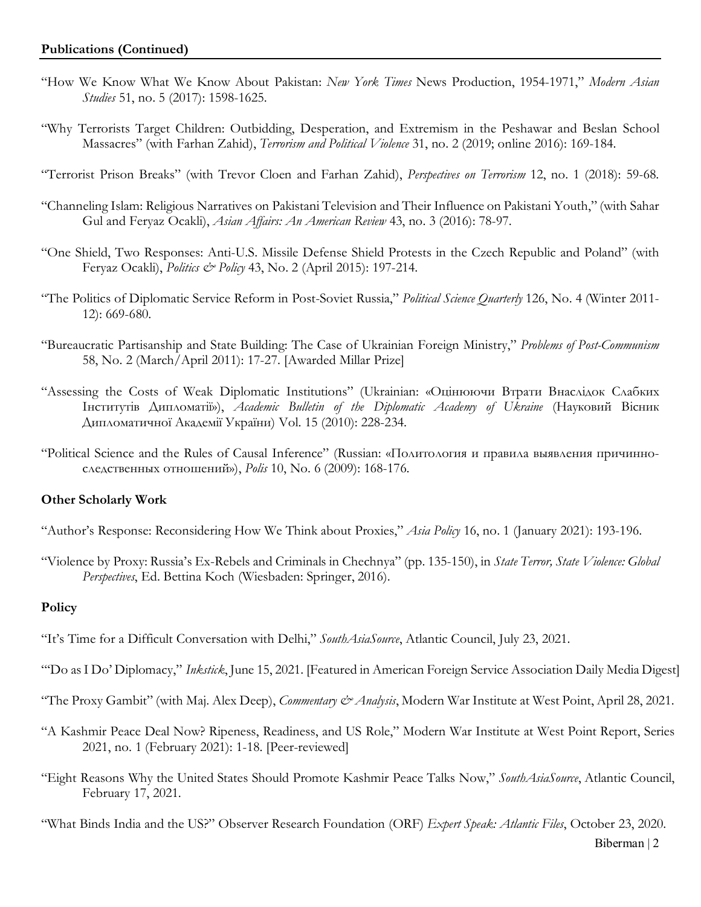## Publications (Continued)

"How We Know What We Know About Pakistan: *New York Times* News Production, 1954-1971," *Modern Asian Studies* 51, no. 5 (2017): 1598-1625.

"Why Terrorists Target Children: Outbidding, Desperation, and Extremism in the Peshawar and Beslan School Massacres" (with Farhan Zahid), *Terrorism and Political Violence* 31, no. 2 (2019; online 2016): 169-184.

"Terrorist Prison Breaks" (with Trevor Cloen and Farhan Zahid), *Perspectives on Terrorism* 12, no. 1 (2018): 59-68.

"Channeling Islam: Religious Narratives on Pakistani Television and Their Influence on Pakistani Youth," (with Sahar Gul and Feryaz Ocakli), *Asian Affairs: An American Review* 43, no. 3 (2016): 78-97.

"One Shield, Two Responses: Anti-U.S. Missile Defense Shield Protests in the Czech Republic and Poland" (with Feryaz Ocakli), *Politics & Policy* 43, No. 2 (April 2015): 197-214.

"The Politics of Diplomatic Service Reform in Post-Soviet Russia," *Political Science Quarterly* 126, No. 4 (Winter 2011-12): 669-680.

"Bureaucratic Partisanship and State Building: The Case of Ukrainian Foreign Ministry," *Problems of Post-Communism* 58, No. 2 (March/April 2011): 17-27. [Awarded Millar Prize]

"Assessing the Costs of Weak Diplomatic Institutions" (Ukrainian: «Оцінюючи Втрати Внаслідок Слабких Інститутів Дипломатії»), *Academic Bulletin of the Diplomatic Academy of Ukraine* (Науковий Вісник Дипломатичної Академії України) Vol. 15 (2010): 228-234.

"Political Science and the Rules of Causal Inference" (Russian: «Политология и правила выявления причинно-следственных отношений»), *Polis* 10, No. 6 (2009): 168-176.

## Other Scholarly Work

"Author's Response: Reconsidering How We Think about Proxies," *Asia Policy* 16, no. 1 (January 2021): 193-196.

"Violence by Proxy: Russia's Ex-Rebels and Criminals in Chechnya" (pp. 135-150), in *State Terror, State Violence: Global Perspectives*, Ed. Bettina Koch (Wiesbaden: Springer, 2016).

## Policy

"It's Time for a Difficult Conversation with Delhi," *SouthAsiaSource*, Atlantic Council, July 23, 2021.

"'Do as I Do' Diplomacy," *Inkstick*, June 15, 2021. [Featured in American Foreign Service Association Daily Media Digest]

"The Proxy Gambit" (with Maj. Alex Deep), *Commentary & Analysis*, Modern War Institute at West Point, April 28, 2021.

"A Kashmir Peace Deal Now? Ripeness, Readiness, and US Role," Modern War Institute at West Point Report, Series 2021, no. 1 (February 2021): 1-18. [Peer-reviewed]

"Eight Reasons Why the United States Should Promote Kashmir Peace Talks Now," *SouthAsiaSource*, Atlantic Council, February 17, 2021.

"What Binds India and the US?" Observer Research Foundation (ORF) *Expert Speak: Atlantic Files*, October 23, 2020.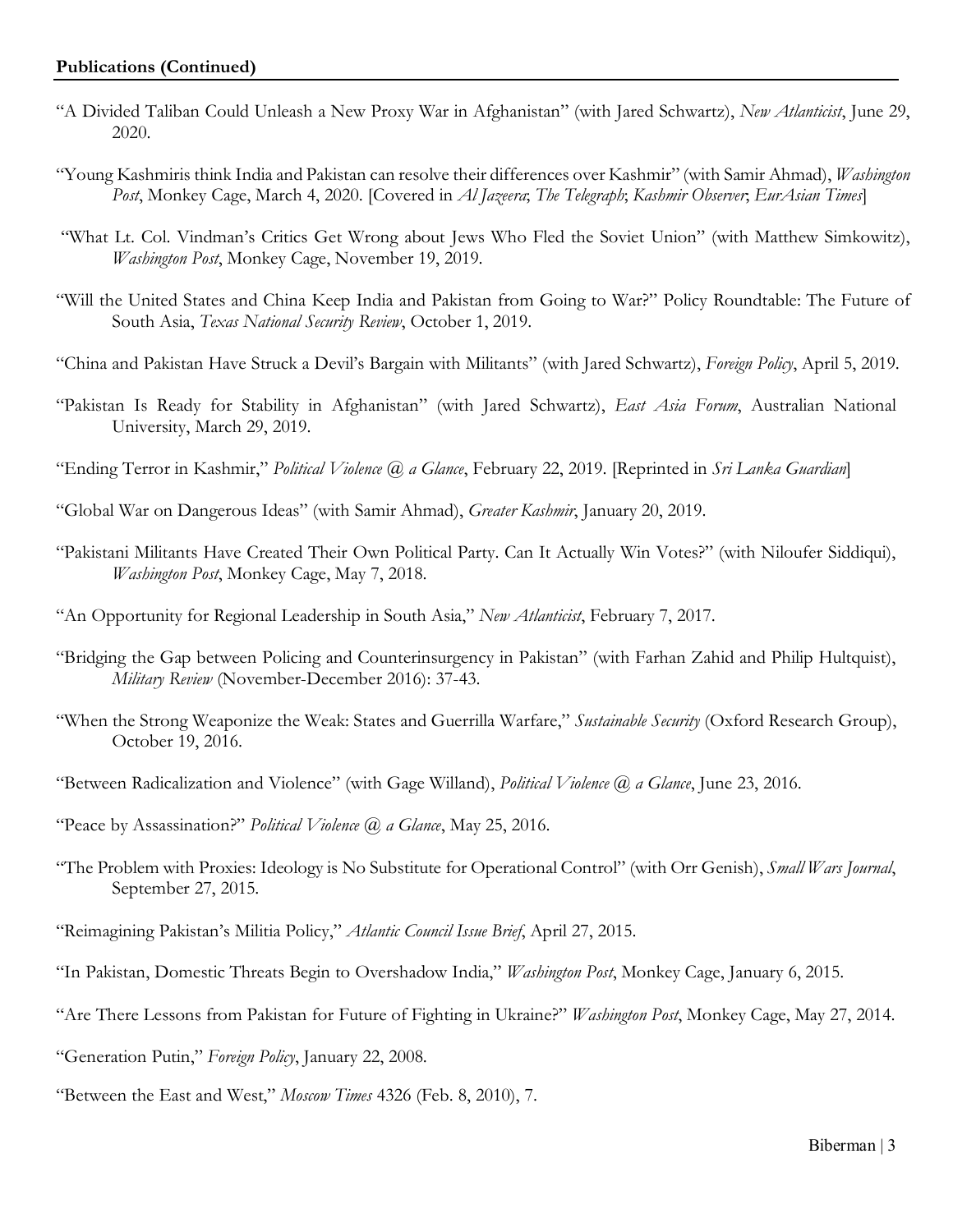**Publications (Continued)**

"A Divided Taliban Could Unleash a New Proxy War in Afghanistan" (with Jared Schwartz), *New Atlanticist*, June 29, 2020.

"Young Kashmiris think India and Pakistan can resolve their differences over Kashmir" (with Samir Ahmad), *Washington Post*, Monkey Cage, March 4, 2020. [Covered in *Al Jazeera*; *The Telegraph*; *Kashmir Observer*; *EurAsian Times*]

"What Lt. Col. Vindman's Critics Get Wrong about Jews Who Fled the Soviet Union" (with Matthew Simkowitz), *Washington Post*, Monkey Cage, November 19, 2019.

"Will the United States and China Keep India and Pakistan from Going to War?" Policy Roundtable: The Future of South Asia, *Texas National Security Review*, October 1, 2019.

"China and Pakistan Have Struck a Devil's Bargain with Militants" (with Jared Schwartz), *Foreign Policy*, April 5, 2019.

"Pakistan Is Ready for Stability in Afghanistan" (with Jared Schwartz), *East Asia Forum*, Australian National University, March 29, 2019.

"Ending Terror in Kashmir," *Political Violence @ a Glance*, February 22, 2019. [Reprinted in *Sri Lanka Guardian*]

"Global War on Dangerous Ideas" (with Samir Ahmad), *Greater Kashmir*, January 20, 2019.

"Pakistani Militants Have Created Their Own Political Party. Can It Actually Win Votes?" (with Niloufer Siddiqui), *Washington Post*, Monkey Cage, May 7, 2018.

"An Opportunity for Regional Leadership in South Asia," *New Atlanticist*, February 7, 2017.

"Bridging the Gap between Policing and Counterinsurgency in Pakistan" (with Farhan Zahid and Philip Hultquist), *Military Review* (November-December 2016): 37-43.

"When the Strong Weaponize the Weak: States and Guerrilla Warfare," *Sustainable Security* (Oxford Research Group), October 19, 2016.

"Between Radicalization and Violence" (with Gage Willand), *Political Violence @ a Glance*, June 23, 2016.

"Peace by Assassination?" *Political Violence @ a Glance*, May 25, 2016.

"The Problem with Proxies: Ideology is No Substitute for Operational Control" (with Orr Genish), *Small Wars Journal*, September 27, 2015.

"Reimagining Pakistan's Militia Policy," *Atlantic Council Issue Brief*, April 27, 2015.

"In Pakistan, Domestic Threats Begin to Overshadow India," *Washington Post*, Monkey Cage, January 6, 2015.

"Are There Lessons from Pakistan for Future of Fighting in Ukraine?" *Washington Post*, Monkey Cage, May 27, 2014.

"Generation Putin," *Foreign Policy*, January 22, 2008.

"Between the East and West," *Moscow Times* 4326 (Feb. 8, 2010), 7.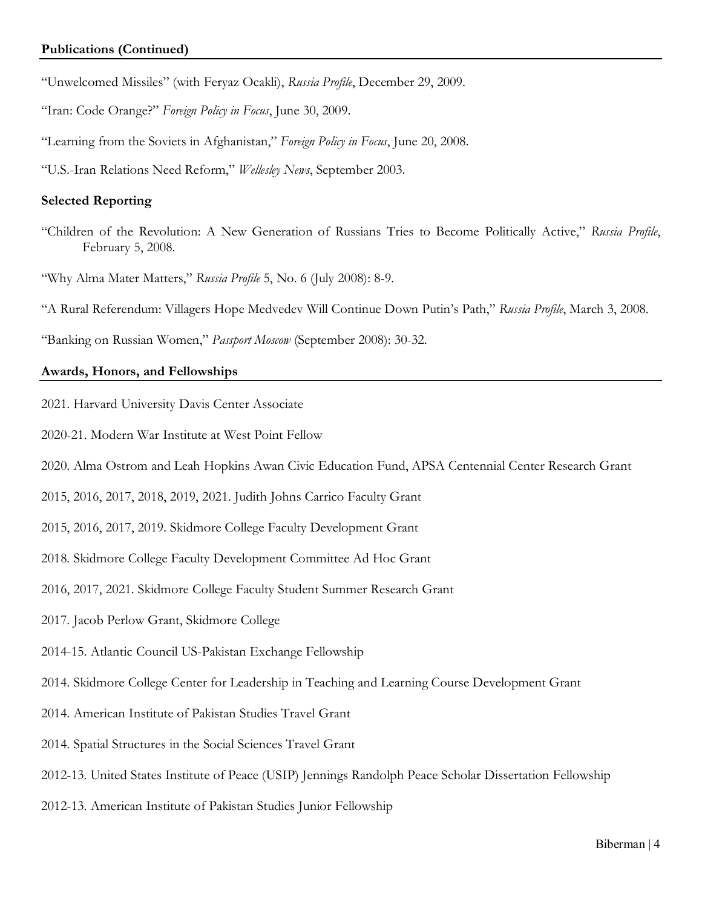## Publications (Continued)

"Unwelcomed Missiles" (with Feryaz Ocakli), *Russia Profile*, December 29, 2009.

"Iran: Code Orange?" *Foreign Policy in Focus*, June 30, 2009.

"Learning from the Soviets in Afghanistan," *Foreign Policy in Focus*, June 20, 2008.

"U.S.-Iran Relations Need Reform," *Wellesley News*, September 2003.

## Selected Reporting

"Children of the Revolution: A New Generation of Russians Tries to Become Politically Active," *Russia Profile*, February 5, 2008.

"Why Alma Mater Matters," *Russia Profile* 5, No. 6 (July 2008): 8-9.

"A Rural Referendum: Villagers Hope Medvedev Will Continue Down Putin's Path," *Russia Profile*, March 3, 2008.

"Banking on Russian Women," *Passport Moscow* (September 2008): 30-32.

## Awards, Honors, and Fellowships

2021. Harvard University Davis Center Associate

2020-21. Modern War Institute at West Point Fellow

2020. Alma Ostrom and Leah Hopkins Awan Civic Education Fund, APSA Centennial Center Research Grant

2015, 2016, 2017, 2018, 2019, 2021. Judith Johns Carrico Faculty Grant

2015, 2016, 2017, 2019. Skidmore College Faculty Development Grant

2018. Skidmore College Faculty Development Committee Ad Hoc Grant

2016, 2017, 2021. Skidmore College Faculty Student Summer Research Grant

2017. Jacob Perlow Grant, Skidmore College

2014-15. Atlantic Council US-Pakistan Exchange Fellowship

2014. Skidmore College Center for Leadership in Teaching and Learning Course Development Grant

2014. American Institute of Pakistan Studies Travel Grant

2014. Spatial Structures in the Social Sciences Travel Grant

2012-13. United States Institute of Peace (USIP) Jennings Randolph Peace Scholar Dissertation Fellowship

2012-13. American Institute of Pakistan Studies Junior Fellowship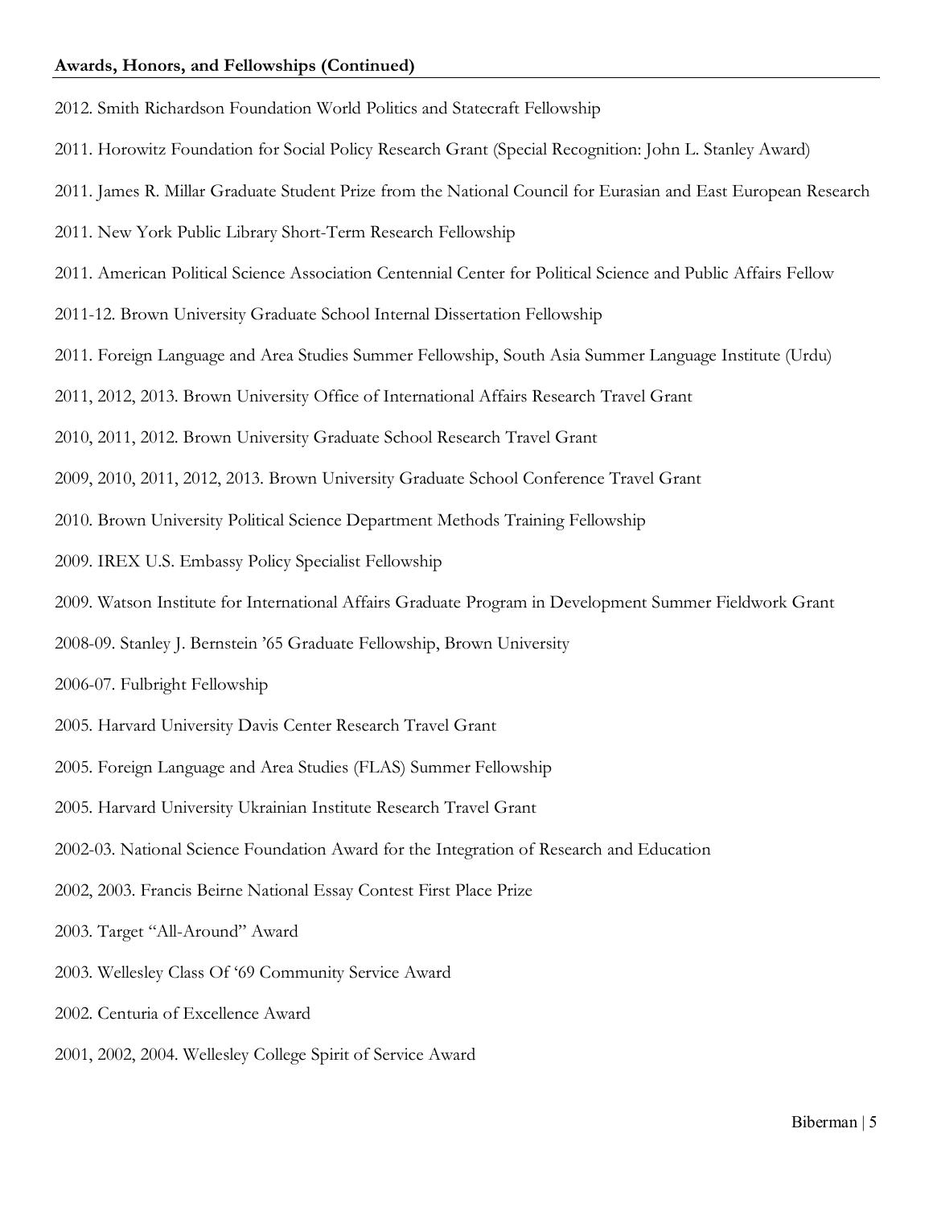**Awards, Honors, and Fellowships (Continued)**

2012. Smith Richardson Foundation World Politics and Statecraft Fellowship

2011. Horowitz Foundation for Social Policy Research Grant (Special Recognition: John L. Stanley Award)

2011. James R. Millar Graduate Student Prize from the National Council for Eurasian and East European Research

2011. New York Public Library Short-Term Research Fellowship

2011. American Political Science Association Centennial Center for Political Science and Public Affairs Fellow

2011-12. Brown University Graduate School Internal Dissertation Fellowship

2011. Foreign Language and Area Studies Summer Fellowship, South Asia Summer Language Institute (Urdu)

2011, 2012, 2013. Brown University Office of International Affairs Research Travel Grant

2010, 2011, 2012. Brown University Graduate School Research Travel Grant

2009, 2010, 2011, 2012, 2013. Brown University Graduate School Conference Travel Grant

2010. Brown University Political Science Department Methods Training Fellowship

2009. IREX U.S. Embassy Policy Specialist Fellowship

2009. Watson Institute for International Affairs Graduate Program in Development Summer Fieldwork Grant

2008-09. Stanley J. Bernstein '65 Graduate Fellowship, Brown University

2006-07. Fulbright Fellowship

2005. Harvard University Davis Center Research Travel Grant

2005. Foreign Language and Area Studies (FLAS) Summer Fellowship

2005. Harvard University Ukrainian Institute Research Travel Grant

2002-03. National Science Foundation Award for the Integration of Research and Education

2002, 2003. Francis Beirne National Essay Contest First Place Prize

2003. Target "All-Around" Award

2003. Wellesley Class Of '69 Community Service Award

2002. Centuria of Excellence Award

2001, 2002, 2004. Wellesley College Spirit of Service Award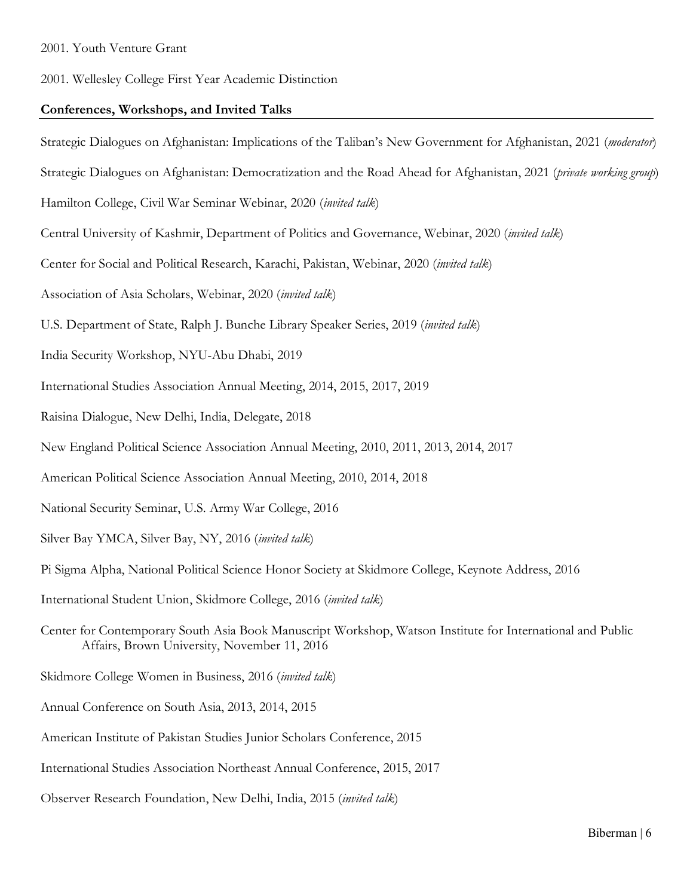2001. Youth Venture Grant

2001. Wellesley College First Year Academic Distinction

## Conferences, Workshops, and Invited Talks

Strategic Dialogues on Afghanistan: Implications of the Taliban's New Government for Afghanistan, 2021 (*moderator*)

Strategic Dialogues on Afghanistan: Democratization and the Road Ahead for Afghanistan, 2021 (*private working group*)

Hamilton College, Civil War Seminar Webinar, 2020 (*invited talk*)

Central University of Kashmir, Department of Politics and Governance, Webinar, 2020 (*invited talk*)

Center for Social and Political Research, Karachi, Pakistan, Webinar, 2020 (*invited talk*)

Association of Asia Scholars, Webinar, 2020 (*invited talk*)

U.S. Department of State, Ralph J. Bunche Library Speaker Series, 2019 (*invited talk*)

India Security Workshop, NYU-Abu Dhabi, 2019

International Studies Association Annual Meeting, 2014, 2015, 2017, 2019

Raisina Dialogue, New Delhi, India, Delegate, 2018

New England Political Science Association Annual Meeting, 2010, 2011, 2013, 2014, 2017

American Political Science Association Annual Meeting, 2010, 2014, 2018

National Security Seminar, U.S. Army War College, 2016

Silver Bay YMCA, Silver Bay, NY, 2016 (*invited talk*)

Pi Sigma Alpha, National Political Science Honor Society at Skidmore College, Keynote Address, 2016

International Student Union, Skidmore College, 2016 (*invited talk*)

Center for Contemporary South Asia Book Manuscript Workshop, Watson Institute for International and Public Affairs, Brown University, November 11, 2016

Skidmore College Women in Business, 2016 (*invited talk*)

Annual Conference on South Asia, 2013, 2014, 2015

American Institute of Pakistan Studies Junior Scholars Conference, 2015

International Studies Association Northeast Annual Conference, 2015, 2017

Observer Research Foundation, New Delhi, India, 2015 (*invited talk*)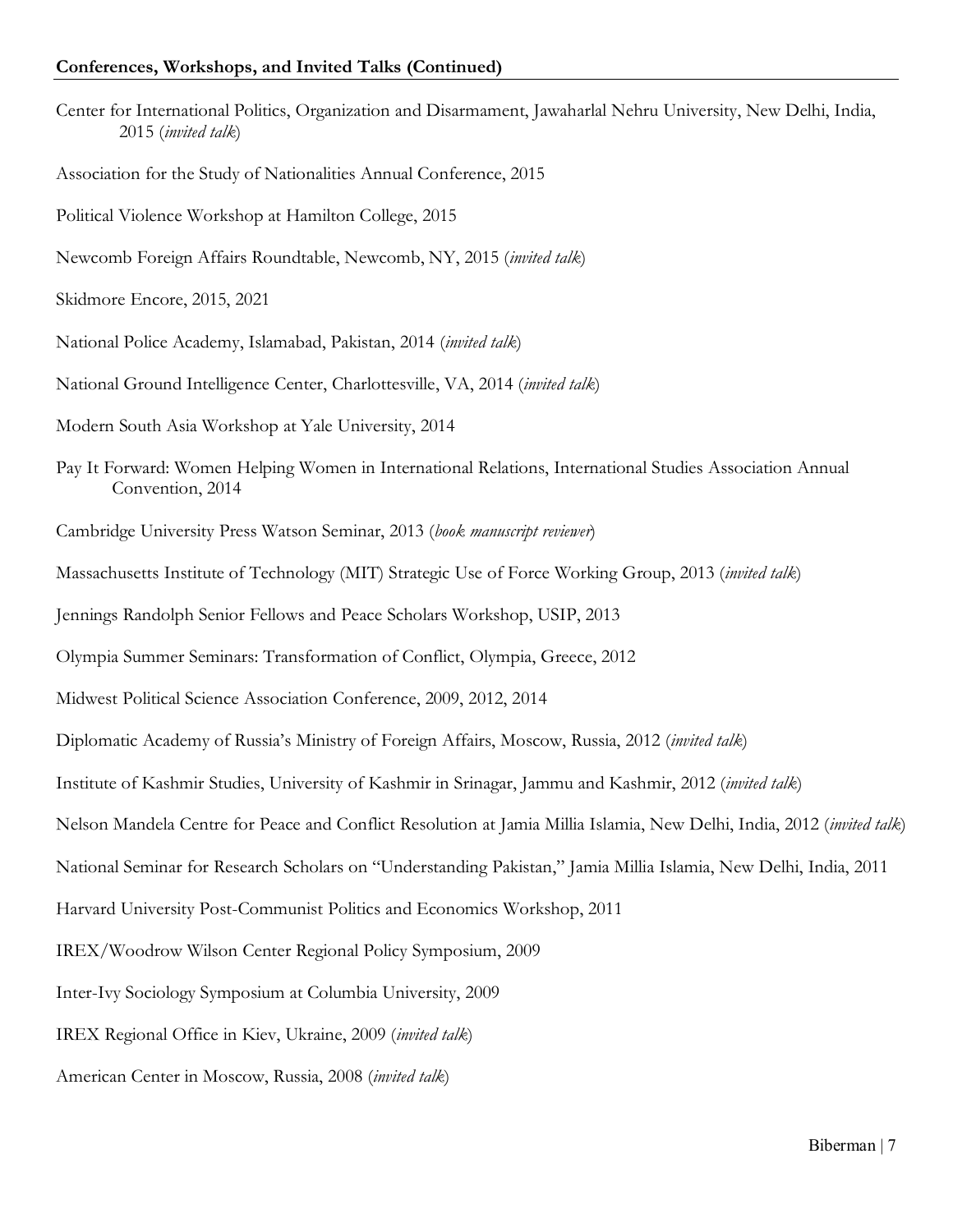**Conferences, Workshops, and Invited Talks (Continued)**

Center for International Politics, Organization and Disarmament, Jawaharlal Nehru University, New Delhi, India, 2015 (*invited talk*)

Association for the Study of Nationalities Annual Conference, 2015

Political Violence Workshop at Hamilton College, 2015

Newcomb Foreign Affairs Roundtable, Newcomb, NY, 2015 (*invited talk*)

Skidmore Encore, 2015, 2021

National Police Academy, Islamabad, Pakistan, 2014 (*invited talk*)

National Ground Intelligence Center, Charlottesville, VA, 2014 (*invited talk*)

Modern South Asia Workshop at Yale University, 2014

Pay It Forward: Women Helping Women in International Relations, International Studies Association Annual Convention, 2014

Cambridge University Press Watson Seminar, 2013 (*book manuscript reviewer*)

Massachusetts Institute of Technology (MIT) Strategic Use of Force Working Group, 2013 (*invited talk*)

Jennings Randolph Senior Fellows and Peace Scholars Workshop, USIP, 2013

Olympia Summer Seminars: Transformation of Conflict, Olympia, Greece, 2012

Midwest Political Science Association Conference, 2009, 2012, 2014

Diplomatic Academy of Russia's Ministry of Foreign Affairs, Moscow, Russia, 2012 (*invited talk*)

Institute of Kashmir Studies, University of Kashmir in Srinagar, Jammu and Kashmir, 2012 (*invited talk*)

Nelson Mandela Centre for Peace and Conflict Resolution at Jamia Millia Islamia, New Delhi, India, 2012 (*invited talk*)

National Seminar for Research Scholars on "Understanding Pakistan," Jamia Millia Islamia, New Delhi, India, 2011

Harvard University Post-Communist Politics and Economics Workshop, 2011

IREX/Woodrow Wilson Center Regional Policy Symposium, 2009

Inter-Ivy Sociology Symposium at Columbia University, 2009

IREX Regional Office in Kiev, Ukraine, 2009 (*invited talk*)

American Center in Moscow, Russia, 2008 (*invited talk*)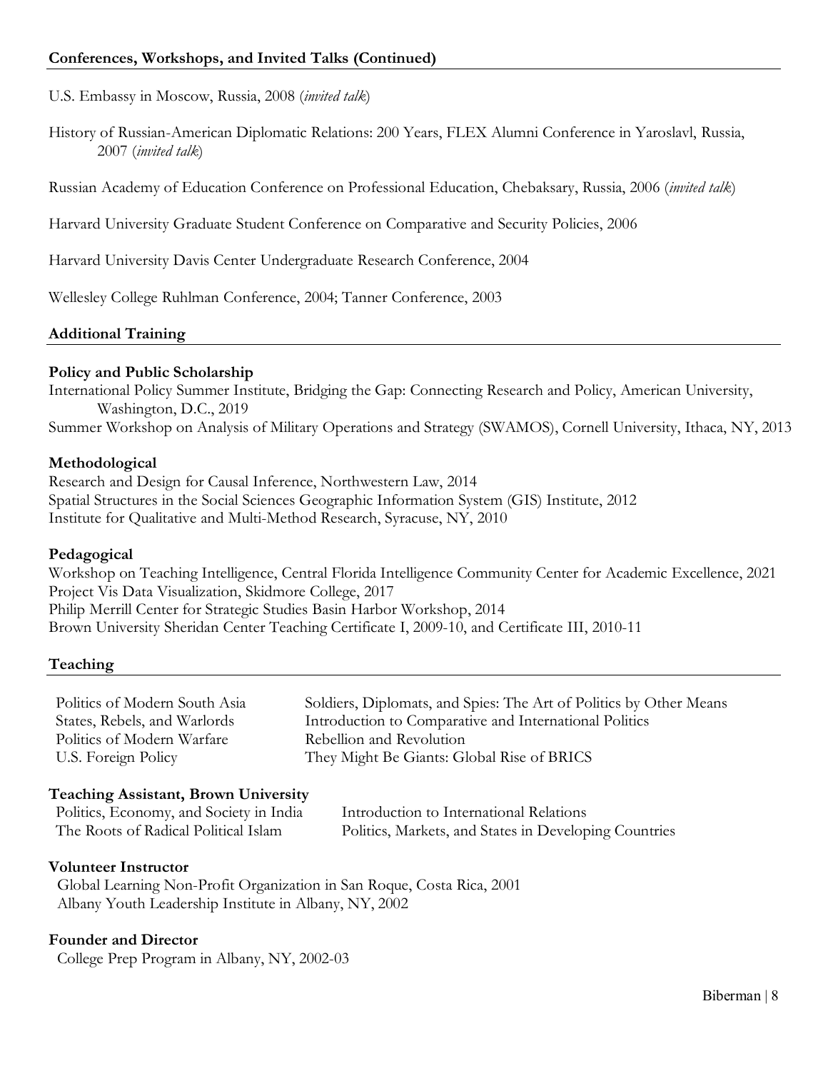## Conferences, Workshops, and Invited Talks (Continued)

U.S. Embassy in Moscow, Russia, 2008 (*invited talk*)

History of Russian-American Diplomatic Relations: 200 Years, FLEX Alumni Conference in Yaroslavl, Russia, 2007 (*invited talk*)

Russian Academy of Education Conference on Professional Education, Chebaksary, Russia, 2006 (*invited talk*)

Harvard University Graduate Student Conference on Comparative and Security Policies, 2006

Harvard University Davis Center Undergraduate Research Conference, 2004

Wellesley College Ruhlman Conference, 2004; Tanner Conference, 2003

## Additional Training

### Policy and Public Scholarship

International Policy Summer Institute, Bridging the Gap: Connecting Research and Policy, American University, Washington, D.C., 2019

Summer Workshop on Analysis of Military Operations and Strategy (SWAMOS), Cornell University, Ithaca, NY, 2013

### Methodological

Research and Design for Causal Inference, Northwestern Law, 2014

Spatial Structures in the Social Sciences Geographic Information System (GIS) Institute, 2012

Institute for Qualitative and Multi-Method Research, Syracuse, NY, 2010

### Pedagogical

Workshop on Teaching Intelligence, Central Florida Intelligence Community Center for Academic Excellence, 2021

Project Vis Data Visualization, Skidmore College, 2017

Philip Merrill Center for Strategic Studies Basin Harbor Workshop, 2014

Brown University Sheridan Center Teaching Certificate I, 2009-10, and Certificate III, 2010-11

## Teaching

- Politics of Modern South Asia
- States, Rebels, and Warlords
- Politics of Modern Warfare
- U.S. Foreign Policy
- Soldiers, Diplomats, and Spies: The Art of Politics by Other Means
- Introduction to Comparative and International Politics
- Rebellion and Revolution
- They Might Be Giants: Global Rise of BRICS

### Teaching Assistant, Brown University

- Politics, Economy, and Society in India
- The Roots of Radical Political Islam
- Introduction to International Relations
- Politics, Markets, and States in Developing Countries

### Volunteer Instructor

Global Learning Non-Profit Organization in San Roque, Costa Rica, 2001

Albany Youth Leadership Institute in Albany, NY, 2002

### Founder and Director

College Prep Program in Albany, NY, 2002-03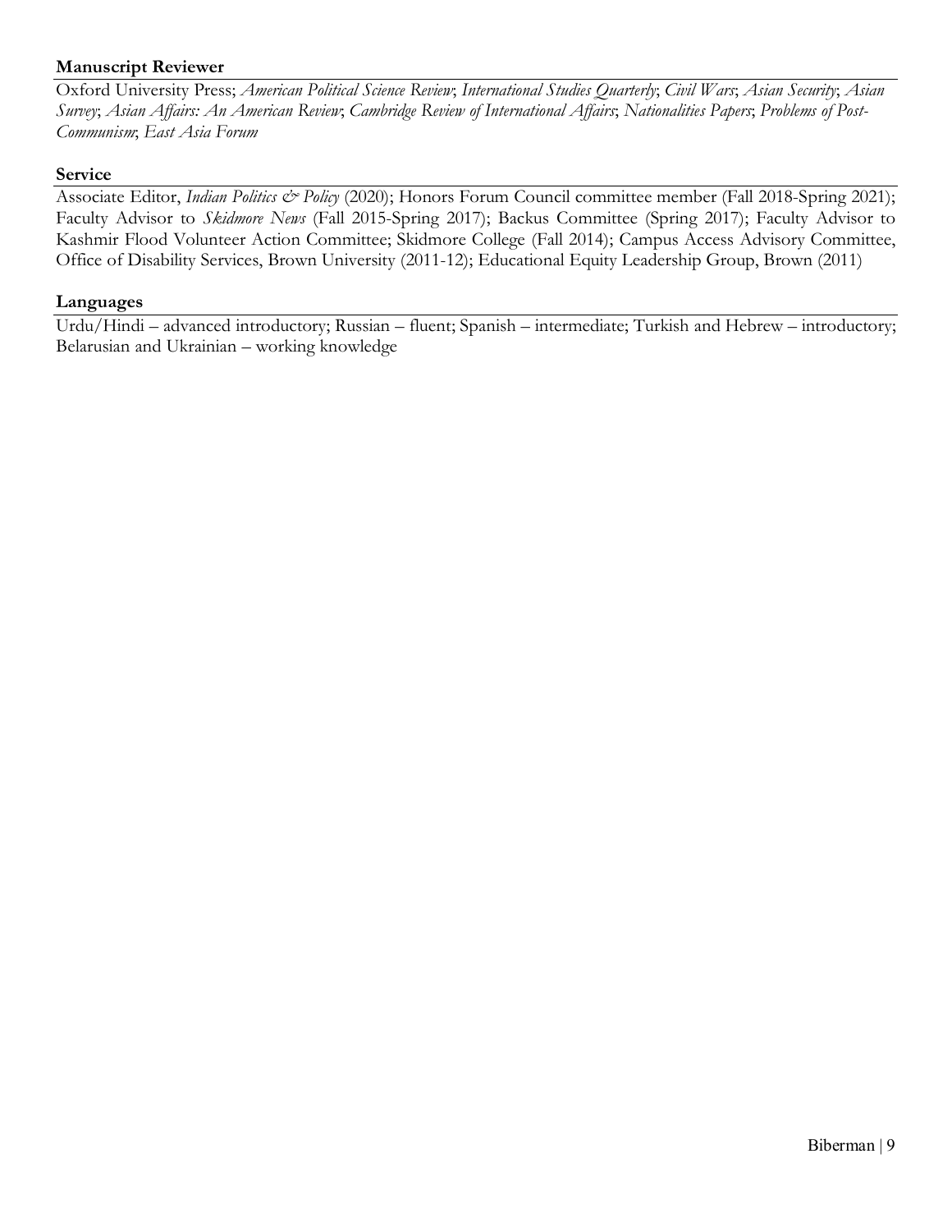**Manuscript Reviewer**

Oxford University Press; *American Political Science Review*; *International Studies Quarterly*; *Civil Wars*; *Asian Security*; *Asian Survey*; *Asian Affairs: An American Review*; *Cambridge Review of International Affairs*; *Nationalities Papers*; *Problems of Post-Communism*; *East Asia Forum*

**Service**

Associate Editor, *Indian Politics & Policy* (2020); Honors Forum Council committee member (Fall 2018-Spring 2021); Faculty Advisor to *Skidmore News* (Fall 2015-Spring 2017); Backus Committee (Spring 2017); Faculty Advisor to Kashmir Flood Volunteer Action Committee; Skidmore College (Fall 2014); Campus Access Advisory Committee, Office of Disability Services, Brown University (2011-12); Educational Equity Leadership Group, Brown (2011)

**Languages**

Urdu/Hindi – advanced introductory; Russian – fluent; Spanish – intermediate; Turkish and Hebrew – introductory; Belarusian and Ukrainian – working knowledge